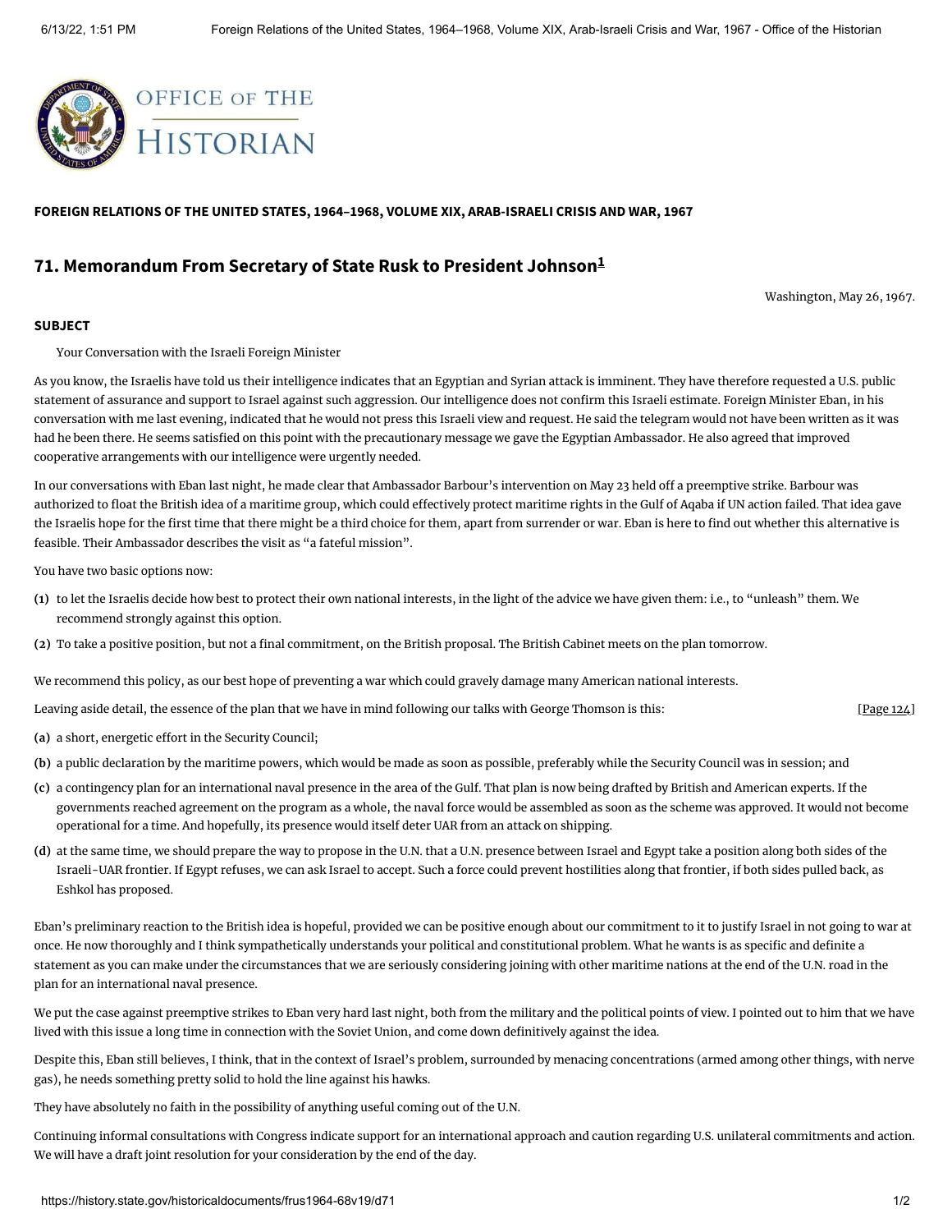FOREIGN RELATIONS OF THE UNITED STATES, 1964–1968, VOLUME XIX, ARAB-ISRAELI CRISIS AND WAR, 1967

## 71. Memorandum From Secretary of State Rusk to President Johnson[1]

Washington, May 26, 1967.

**SUBJECT**

Your Conversation with the Israeli Foreign Minister

As you know, the Israelis have told us their intelligence indicates that an Egyptian and Syrian attack is imminent. They have therefore requested a U.S. public statement of assurance and support to Israel against such aggression. Our intelligence does not confirm this Israeli estimate. Foreign Minister Eban, in his conversation with me last evening, indicated that he would not press this Israeli view and request. He said the telegram would not have been written as it was had he been there. He seems satisfied on this point with the precautionary message we gave the Egyptian Ambassador. He also agreed that improved cooperative arrangements with our intelligence were urgently needed.

In our conversations with Eban last night, he made clear that Ambassador Barbour's intervention on May 23 held off a preemptive strike. Barbour was authorized to float the British idea of a maritime group, which could effectively protect maritime rights in the Gulf of Aqaba if UN action failed. That idea gave the Israelis hope for the first time that there might be a third choice for them, apart from surrender or war. Eban is here to find out whether this alternative is feasible. Their Ambassador describes the visit as "a fateful mission".

You have two basic options now:

**(1)** to let the Israelis decide how best to protect their own national interests, in the light of the advice we have given them: i.e., to "unleash" them. We recommend strongly against this option.

**(2)** To take a positive position, but not a final commitment, on the British proposal. The British Cabinet meets on the plan tomorrow.

We recommend this policy, as our best hope of preventing a war which could gravely damage many American national interests.

Leaving aside detail, the essence of the plan that we have in mind following our talks with George Thomson is this: [Page 124]

**(a)** a short, energetic effort in the Security Council;

**(b)** a public declaration by the maritime powers, which would be made as soon as possible, preferably while the Security Council was in session; and

**(c)** a contingency plan for an international naval presence in the area of the Gulf. That plan is now being drafted by British and American experts. If the governments reached agreement on the program as a whole, the naval force would be assembled as soon as the scheme was approved. It would not become operational for a time. And hopefully, its presence would itself deter UAR from an attack on shipping.

**(d)** at the same time, we should prepare the way to propose in the U.N. that a U.N. presence between Israel and Egypt take a position along both sides of the Israeli-UAR frontier. If Egypt refuses, we can ask Israel to accept. Such a force could prevent hostilities along that frontier, if both sides pulled back, as Eshkol has proposed.

Eban's preliminary reaction to the British idea is hopeful, provided we can be positive enough about our commitment to it to justify Israel in not going to war at once. He now thoroughly and I think sympathetically understands your political and constitutional problem. What he wants is as specific and definite a statement as you can make under the circumstances that we are seriously considering joining with other maritime nations at the end of the U.N. road in the plan for an international naval presence.

We put the case against preemptive strikes to Eban very hard last night, both from the military and the political points of view. I pointed out to him that we have lived with this issue a long time in connection with the Soviet Union, and come down definitively against the idea.

Despite this, Eban still believes, I think, that in the context of Israel's problem, surrounded by menacing concentrations (armed among other things, with nerve gas), he needs something pretty solid to hold the line against his hawks.

They have absolutely no faith in the possibility of anything useful coming out of the U.N.

Continuing informal consultations with Congress indicate support for an international approach and caution regarding U.S. unilateral commitments and action. We will have a draft joint resolution for your consideration by the end of the day.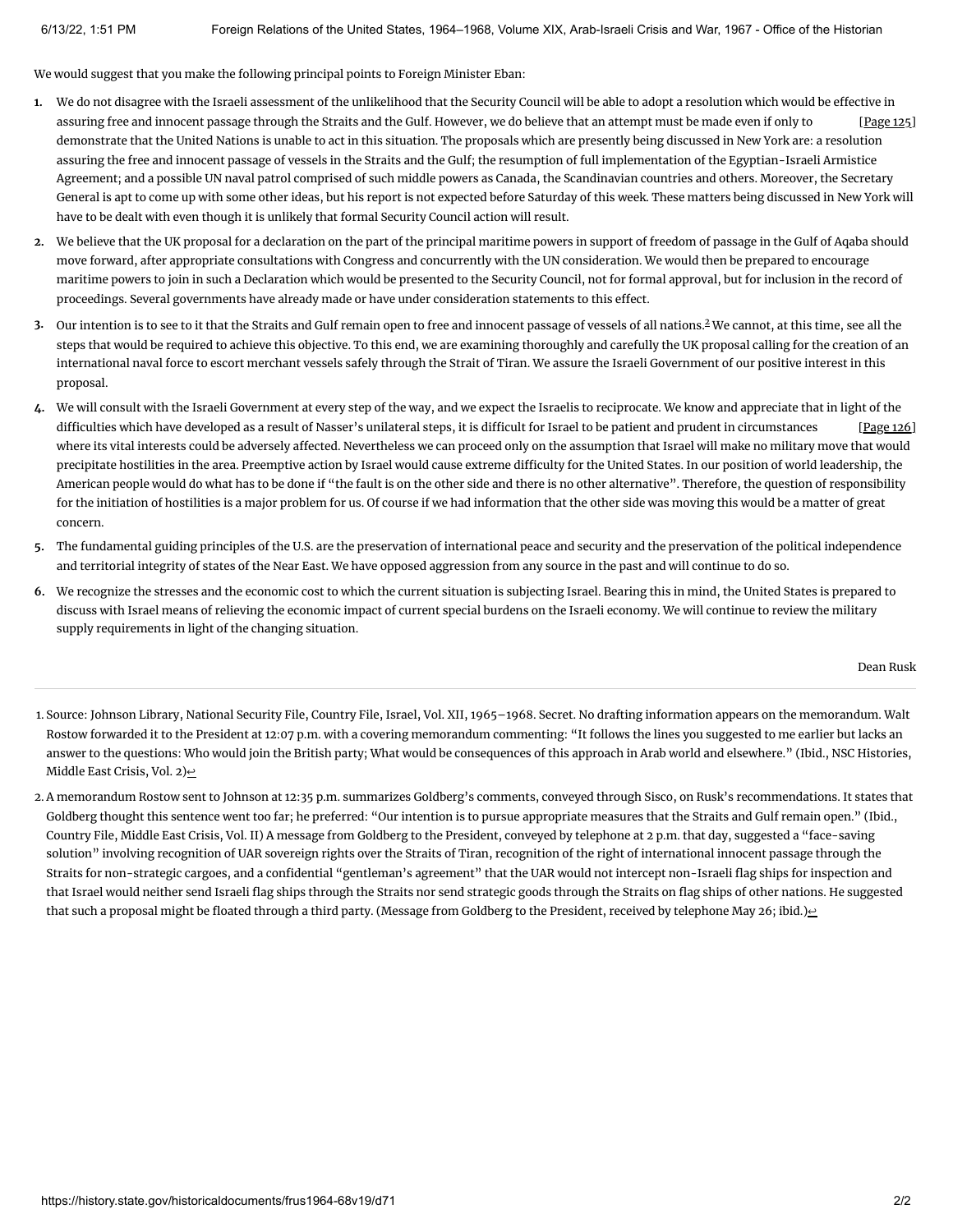We would suggest that you make the following principal points to Foreign Minister Eban:

1. We do not disagree with the Israeli assessment of the unlikelihood that the Security Council will be able to adopt a resolution which would be effective in assuring free and innocent passage through the Straits and the Gulf. However, we do believe that an attempt must be made even if only to [Page 125] demonstrate that the United Nations is unable to act in this situation. The proposals which are presently being discussed in New York are: a resolution assuring the free and innocent passage of vessels in the Straits and the Gulf; the resumption of full implementation of the Egyptian-Israeli Armistice Agreement; and a possible UN naval patrol comprised of such middle powers as Canada, the Scandinavian countries and others. Moreover, the Secretary General is apt to come up with some other ideas, but his report is not expected before Saturday of this week. These matters being discussed in New York will have to be dealt with even though it is unlikely that formal Security Council action will result.
2. We believe that the UK proposal for a declaration on the part of the principal maritime powers in support of freedom of passage in the Gulf of Aqaba should move forward, after appropriate consultations with Congress and concurrently with the UN consideration. We would then be prepared to encourage maritime powers to join in such a Declaration which would be presented to the Security Council, not for formal approval, but for inclusion in the record of proceedings. Several governments have already made or have under consideration statements to this effect.
3. Our intention is to see to it that the Straits and Gulf remain open to free and innocent passage of vessels of all nations.[2] We cannot, at this time, see all the steps that would be required to achieve this objective. To this end, we are examining thoroughly and carefully the UK proposal calling for the creation of an international naval force to escort merchant vessels safely through the Strait of Tiran. We assure the Israeli Government of our positive interest in this proposal.
4. We will consult with the Israeli Government at every step of the way, and we expect the Israelis to reciprocate. We know and appreciate that in light of the difficulties which have developed as a result of Nasser's unilateral steps, it is difficult for Israel to be patient and prudent in circumstances [Page 126] where its vital interests could be adversely affected. Nevertheless we can proceed only on the assumption that Israel will make no military move that would precipitate hostilities in the area. Preemptive action by Israel would cause extreme difficulty for the United States. In our position of world leadership, the American people would do what has to be done if "the fault is on the other side and there is no other alternative". Therefore, the question of responsibility for the initiation of hostilities is a major problem for us. Of course if we had information that the other side was moving this would be a matter of great concern.
5. The fundamental guiding principles of the U.S. are the preservation of international peace and security and the preservation of the political independence and territorial integrity of states of the Near East. We have opposed aggression from any source in the past and will continue to do so.
6. We recognize the stresses and the economic cost to which the current situation is subjecting Israel. Bearing this in mind, the United States is prepared to discuss with Israel means of relieving the economic impact of current special burdens on the Israeli economy. We will continue to review the military supply requirements in light of the changing situation.

Dean Rusk

---

1. Source: Johnson Library, National Security File, Country File, Israel, Vol. XII, 1965–1968. Secret. No drafting information appears on the memorandum. Walt Rostow forwarded it to the President at 12:07 p.m. with a covering memorandum commenting: "It follows the lines you suggested to me earlier but lacks an answer to the questions: Who would join the British party; What would be consequences of this approach in Arab world and elsewhere." (Ibid., NSC Histories, Middle East Crisis, Vol. 2)↩
2. A memorandum Rostow sent to Johnson at 12:35 p.m. summarizes Goldberg's comments, conveyed through Sisco, on Rusk's recommendations. It states that Goldberg thought this sentence went too far; he preferred: "Our intention is to pursue appropriate measures that the Straits and Gulf remain open." (Ibid., Country File, Middle East Crisis, Vol. II) A message from Goldberg to the President, conveyed by telephone at 2 p.m. that day, suggested a "face-saving solution" involving recognition of UAR sovereign rights over the Straits of Tiran, recognition of the right of international innocent passage through the Straits for non-strategic cargoes, and a confidential "gentleman's agreement" that the UAR would not intercept non-Israeli flag ships for inspection and that Israel would neither send Israeli flag ships through the Straits nor send strategic goods through the Straits on flag ships of other nations. He suggested that such a proposal might be floated through a third party. (Message from Goldberg to the President, received by telephone May 26; ibid.)↩